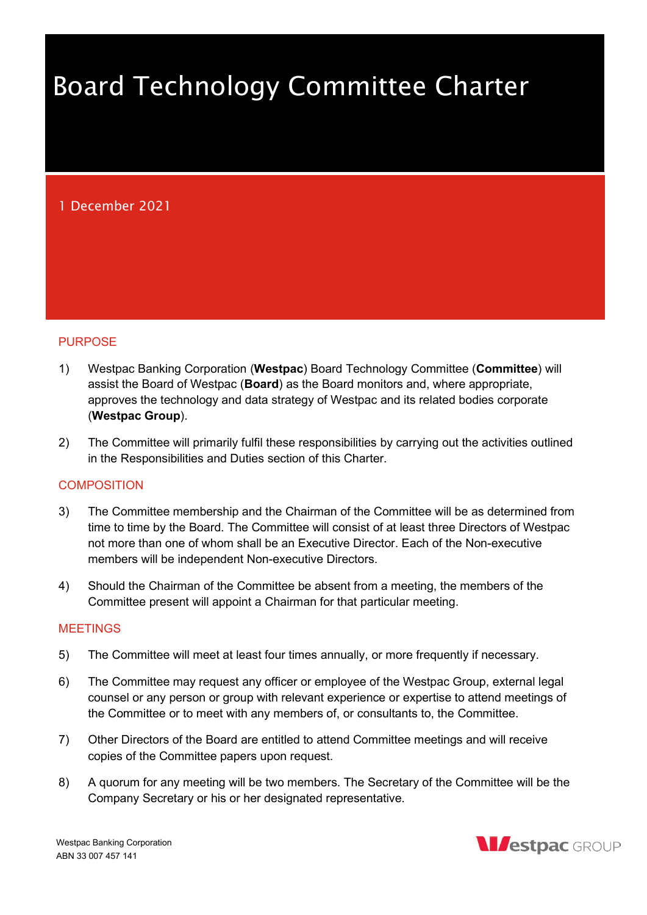# Board Technology Committee Charter

1 December 2021

## PURPOSE

1) Westpac Banking Corporation (**Westpac**) Board Technology Committee (**Committee**) will assist the Board of Westpac (**Board**) as the Board monitors and, where appropriate, approves the technology and data strategy of Westpac and its related bodies corporate (**Westpac Group**).

2) The Committee will primarily fulfil these responsibilities by carrying out the activities outlined in the Responsibilities and Duties section of this Charter.

## COMPOSITION

3) The Committee membership and the Chairman of the Committee will be as determined from time to time by the Board. The Committee will consist of at least three Directors of Westpac not more than one of whom shall be an Executive Director. Each of the Non-executive members will be independent Non-executive Directors.

4) Should the Chairman of the Committee be absent from a meeting, the members of the Committee present will appoint a Chairman for that particular meeting.

## MEETINGS

5) The Committee will meet at least four times annually, or more frequently if necessary.

6) The Committee may request any officer or employee of the Westpac Group, external legal counsel or any person or group with relevant experience or expertise to attend meetings of the Committee or to meet with any members of, or consultants to, the Committee.

7) Other Directors of the Board are entitled to attend Committee meetings and will receive copies of the Committee papers upon request.

8) A quorum for any meeting will be two members. The Secretary of the Committee will be the Company Secretary or his or her designated representative.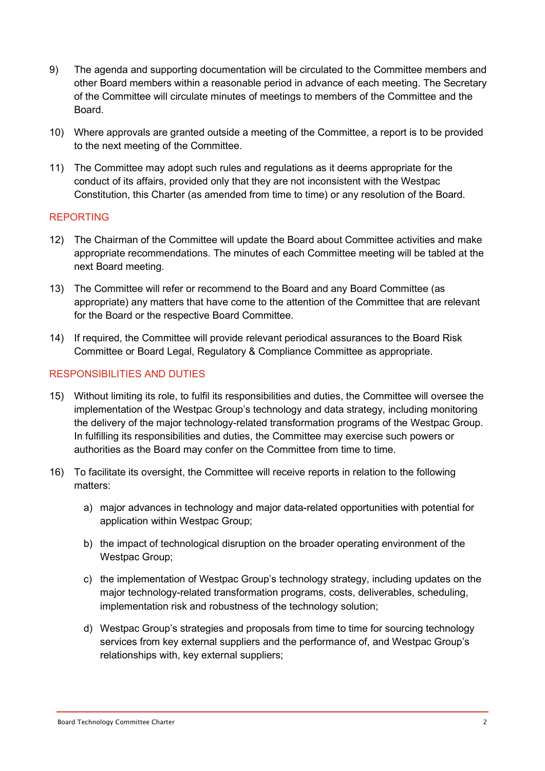9) The agenda and supporting documentation will be circulated to the Committee members and other Board members within a reasonable period in advance of each meeting. The Secretary of the Committee will circulate minutes of meetings to members of the Committee and the Board.

10) Where approvals are granted outside a meeting of the Committee, a report is to be provided to the next meeting of the Committee.

11) The Committee may adopt such rules and regulations as it deems appropriate for the conduct of its affairs, provided only that they are not inconsistent with the Westpac Constitution, this Charter (as amended from time to time) or any resolution of the Board.

## REPORTING

12) The Chairman of the Committee will update the Board about Committee activities and make appropriate recommendations. The minutes of each Committee meeting will be tabled at the next Board meeting.

13) The Committee will refer or recommend to the Board and any Board Committee (as appropriate) any matters that have come to the attention of the Committee that are relevant for the Board or the respective Board Committee.

14) If required, the Committee will provide relevant periodical assurances to the Board Risk Committee or Board Legal, Regulatory & Compliance Committee as appropriate.

## RESPONSIBILITIES AND DUTIES

15) Without limiting its role, to fulfil its responsibilities and duties, the Committee will oversee the implementation of the Westpac Group's technology and data strategy, including monitoring the delivery of the major technology-related transformation programs of the Westpac Group. In fulfilling its responsibilities and duties, the Committee may exercise such powers or authorities as the Board may confer on the Committee from time to time.

16) To facilitate its oversight, the Committee will receive reports in relation to the following matters:

    a) major advances in technology and major data-related opportunities with potential for application within Westpac Group;

    b) the impact of technological disruption on the broader operating environment of the Westpac Group;

    c) the implementation of Westpac Group's technology strategy, including updates on the major technology-related transformation programs, costs, deliverables, scheduling, implementation risk and robustness of the technology solution;

    d) Westpac Group's strategies and proposals from time to time for sourcing technology services from key external suppliers and the performance of, and Westpac Group's relationships with, key external suppliers;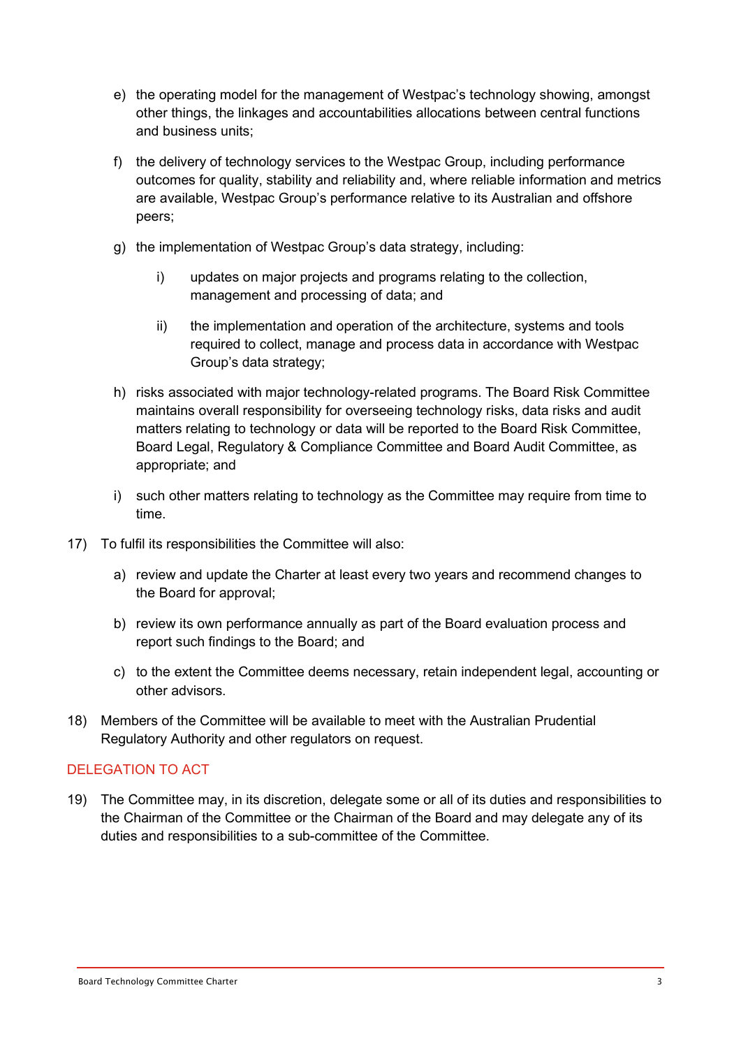e) the operating model for the management of Westpac's technology showing, amongst other things, the linkages and accountabilities allocations between central functions and business units;

f) the delivery of technology services to the Westpac Group, including performance outcomes for quality, stability and reliability and, where reliable information and metrics are available, Westpac Group's performance relative to its Australian and offshore peers;

g) the implementation of Westpac Group's data strategy, including:

   i) updates on major projects and programs relating to the collection, management and processing of data; and

   ii) the implementation and operation of the architecture, systems and tools required to collect, manage and process data in accordance with Westpac Group's data strategy;

h) risks associated with major technology-related programs. The Board Risk Committee maintains overall responsibility for overseeing technology risks, data risks and audit matters relating to technology or data will be reported to the Board Risk Committee, Board Legal, Regulatory & Compliance Committee and Board Audit Committee, as appropriate; and

i) such other matters relating to technology as the Committee may require from time to time.

17) To fulfil its responsibilities the Committee will also:

   a) review and update the Charter at least every two years and recommend changes to the Board for approval;

   b) review its own performance annually as part of the Board evaluation process and report such findings to the Board; and

   c) to the extent the Committee deems necessary, retain independent legal, accounting or other advisors.

18) Members of the Committee will be available to meet with the Australian Prudential Regulatory Authority and other regulators on request.

## DELEGATION TO ACT

19) The Committee may, in its discretion, delegate some or all of its duties and responsibilities to the Chairman of the Committee or the Chairman of the Board and may delegate any of its duties and responsibilities to a sub-committee of the Committee.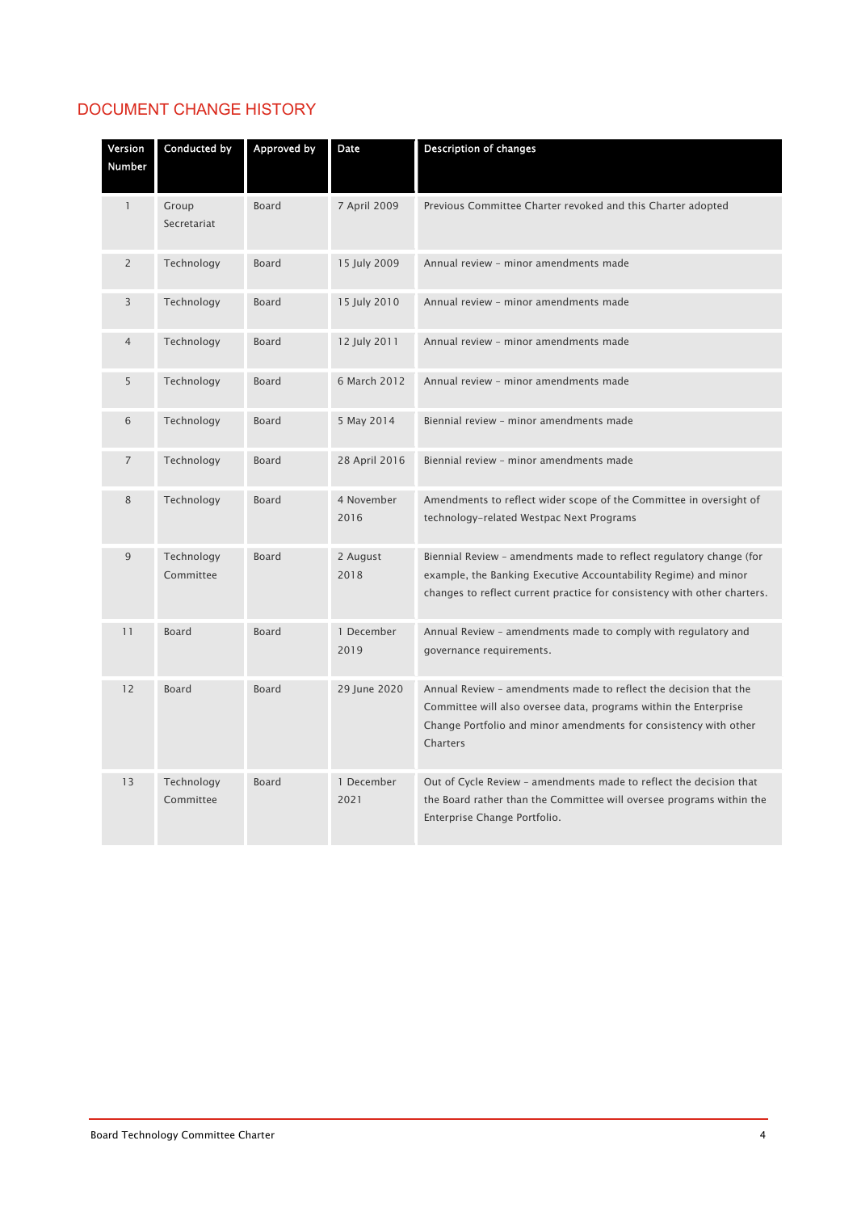## DOCUMENT CHANGE HISTORY

| Version Number | Conducted by | Approved by | Date | Description of changes |
|---|---|---|---|---|
| 1 | Group Secretariat | Board | 7 April 2009 | Previous Committee Charter revoked and this Charter adopted |
| 2 | Technology | Board | 15 July 2009 | Annual review – minor amendments made |
| 3 | Technology | Board | 15 July 2010 | Annual review – minor amendments made |
| 4 | Technology | Board | 12 July 2011 | Annual review – minor amendments made |
| 5 | Technology | Board | 6 March 2012 | Annual review – minor amendments made |
| 6 | Technology | Board | 5 May 2014 | Biennial review – minor amendments made |
| 7 | Technology | Board | 28 April 2016 | Biennial review – minor amendments made |
| 8 | Technology | Board | 4 November 2016 | Amendments to reflect wider scope of the Committee in oversight of technology-related Westpac Next Programs |
| 9 | Technology Committee | Board | 2 August 2018 | Biennial Review – amendments made to reflect regulatory change (for example, the Banking Executive Accountability Regime) and minor changes to reflect current practice for consistency with other charters. |
| 11 | Board | Board | 1 December 2019 | Annual Review – amendments made to comply with regulatory and governance requirements. |
| 12 | Board | Board | 29 June 2020 | Annual Review – amendments made to reflect the decision that the Committee will also oversee data, programs within the Enterprise Change Portfolio and minor amendments for consistency with other Charters |
| 13 | Technology Committee | Board | 1 December 2021 | Out of Cycle Review – amendments made to reflect the decision that the Board rather than the Committee will oversee programs within the Enterprise Change Portfolio. |